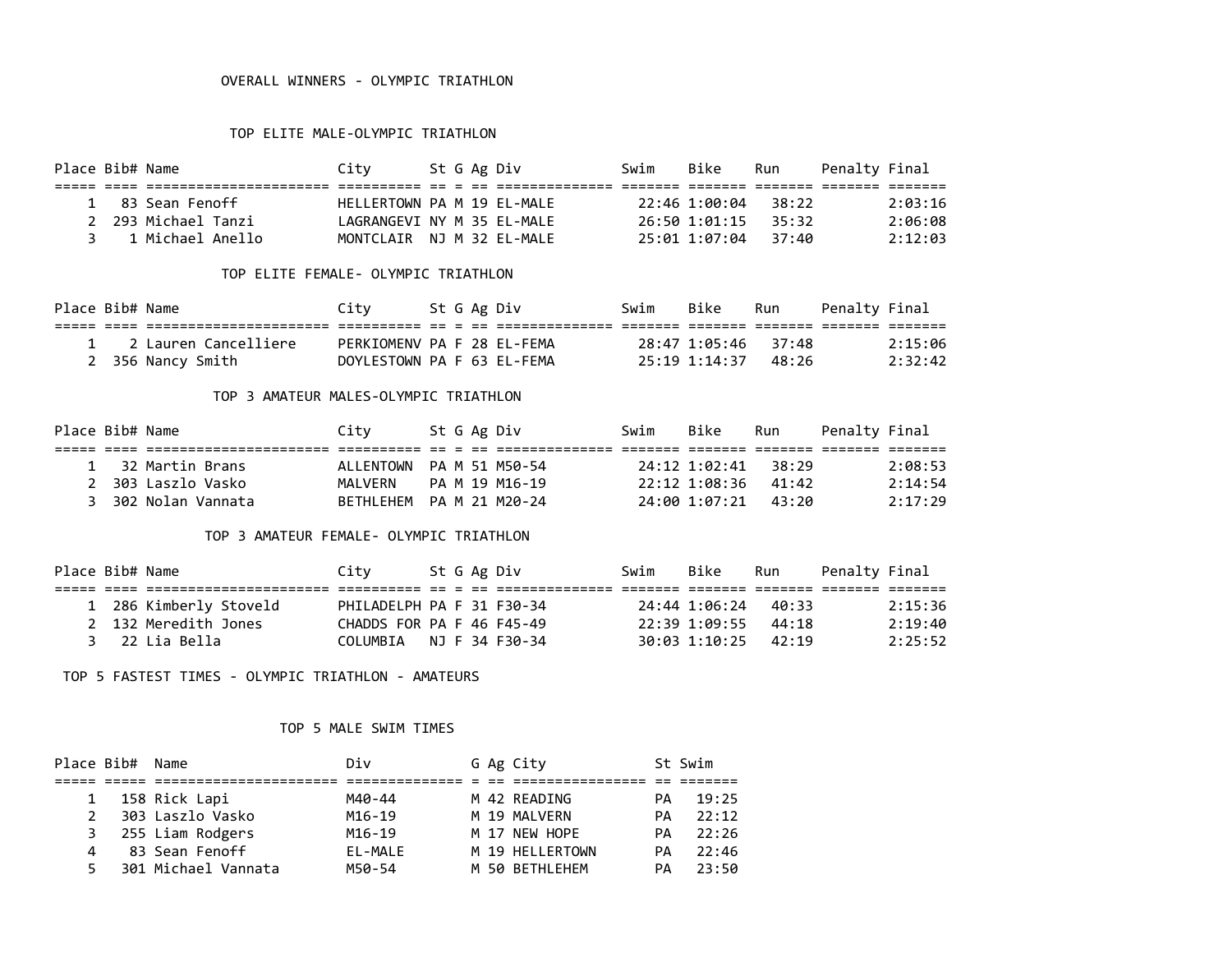# OVERALL WINNERS - OLYMPIC TRIATHLON

## TOP ELITE MALE-OLYMPIC TRIATHLON

| Place | Bib# | Name | City | St | G | Ag | Div | Swim | Bike | Run | Penalty | Final |
|---|---|---|---|---|---|---|---|---|---|---|---|---|
| 1 | 83 | Sean Fenoff | HELLERTOWN | PA | M | 19 | EL-MALE | 22:46 | 1:00:04 | 38:22 | | 2:03:16 |
| 2 | 293 | Michael Tanzi | LAGRANGEVI | NY | M | 35 | EL-MALE | 26:50 | 1:01:15 | 35:32 | | 2:06:08 |
| 3 | 1 | Michael Anello | MONTCLAIR | NJ | M | 32 | EL-MALE | 25:01 | 1:07:04 | 37:40 | | 2:12:03 |

## TOP ELITE FEMALE- OLYMPIC TRIATHLON

| Place | Bib# | Name | City | St | G | Ag | Div | Swim | Bike | Run | Penalty | Final |
|---|---|---|---|---|---|---|---|---|---|---|---|---|
| 1 | 2 | Lauren Cancelliere | PERKIOMENV | PA | F | 28 | EL-FEMA | 28:47 | 1:05:46 | 37:48 | | 2:15:06 |
| 2 | 356 | Nancy Smith | DOYLESTOWN | PA | F | 63 | EL-FEMA | 25:19 | 1:14:37 | 48:26 | | 2:32:42 |

## TOP 3 AMATEUR MALES-OLYMPIC TRIATHLON

| Place | Bib# | Name | City | St | G | Ag | Div | Swim | Bike | Run | Penalty | Final |
|---|---|---|---|---|---|---|---|---|---|---|---|---|
| 1 | 32 | Martin Brans | ALLENTOWN | PA | M | 51 | M50-54 | 24:12 | 1:02:41 | 38:29 | | 2:08:53 |
| 2 | 303 | Laszlo Vasko | MALVERN | PA | M | 19 | M16-19 | 22:12 | 1:08:36 | 41:42 | | 2:14:54 |
| 3 | 302 | Nolan Vannata | BETHLEHEM | PA | M | 21 | M20-24 | 24:00 | 1:07:21 | 43:20 | | 2:17:29 |

## TOP 3 AMATEUR FEMALE- OLYMPIC TRIATHLON

| Place | Bib# | Name | City | St | G | Ag | Div | Swim | Bike | Run | Penalty | Final |
|---|---|---|---|---|---|---|---|---|---|---|---|---|
| 1 | 286 | Kimberly Stoveld | PHILADELPH | PA | F | 31 | F30-34 | 24:44 | 1:06:24 | 40:33 | | 2:15:36 |
| 2 | 132 | Meredith Jones | CHADDS FOR | PA | F | 46 | F45-49 | 22:39 | 1:09:55 | 44:18 | | 2:19:40 |
| 3 | 22 | Lia Bella | COLUMBIA | NJ | F | 34 | F30-34 | 30:03 | 1:10:25 | 42:19 | | 2:25:52 |

# TOP 5 FASTEST TIMES - OLYMPIC TRIATHLON - AMATEURS

## TOP 5 MALE SWIM TIMES

| Place | Bib# | Name | Div | G | Ag | City | St | Swim |
|---|---|---|---|---|---|---|---|---|
| 1 | 158 | Rick Lapi | M40-44 | M | 42 | READING | PA | 19:25 |
| 2 | 303 | Laszlo Vasko | M16-19 | M | 19 | MALVERN | PA | 22:12 |
| 3 | 255 | Liam Rodgers | M16-19 | M | 17 | NEW HOPE | PA | 22:26 |
| 4 | 83 | Sean Fenoff | EL-MALE | M | 19 | HELLERTOWN | PA | 22:46 |
| 5 | 301 | Michael Vannata | M50-54 | M | 50 | BETHLEHEM | PA | 23:50 |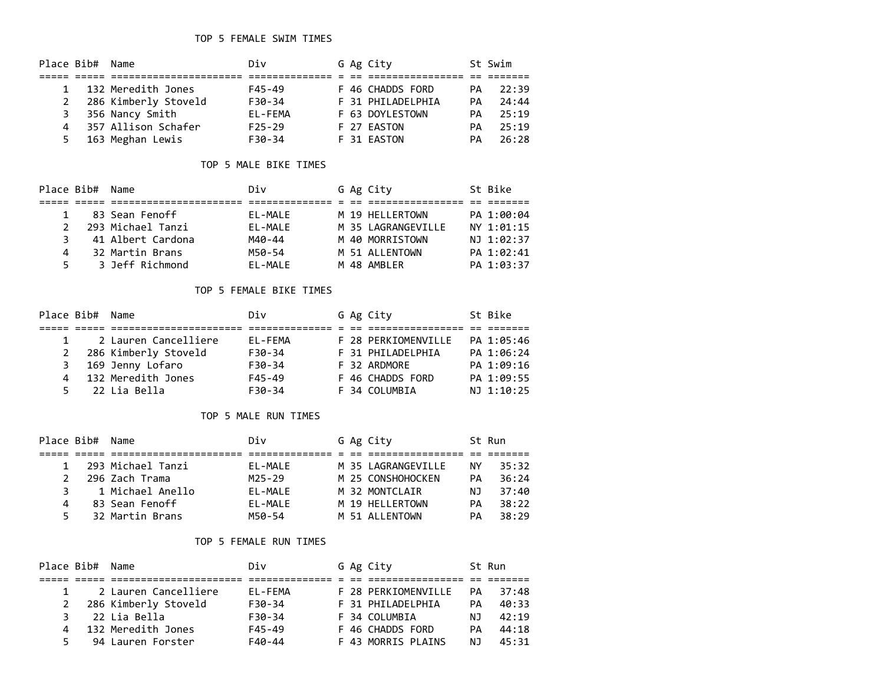## TOP 5 FEMALE SWIM TIMES

| Place | Bib# | Name | Div | G | Ag | City | St | Swim |
|---|---|---|---|---|---|---|---|---|
| 1 | 132 | Meredith Jones | F45-49 | F | 46 | CHADDS FORD | PA | 22:39 |
| 2 | 286 | Kimberly Stoveld | F30-34 | F | 31 | PHILADELPHIA | PA | 24:44 |
| 3 | 356 | Nancy Smith | EL-FEMA | F | 63 | DOYLESTOWN | PA | 25:19 |
| 4 | 357 | Allison Schafer | F25-29 | F | 27 | EASTON | PA | 25:19 |
| 5 | 163 | Meghan Lewis | F30-34 | F | 31 | EASTON | PA | 26:28 |

## TOP 5 MALE BIKE TIMES

| Place | Bib# | Name | Div | G | Ag | City | St | Bike |
|---|---|---|---|---|---|---|---|---|
| 1 | 83 | Sean Fenoff | EL-MALE | M | 19 | HELLERTOWN | PA | 1:00:04 |
| 2 | 293 | Michael Tanzi | EL-MALE | M | 35 | LAGRANGEVILLE | NY | 1:01:15 |
| 3 | 41 | Albert Cardona | M40-44 | M | 40 | MORRISTOWN | NJ | 1:02:37 |
| 4 | 32 | Martin Brans | M50-54 | M | 51 | ALLENTOWN | PA | 1:02:41 |
| 5 | 3 | Jeff Richmond | EL-MALE | M | 48 | AMBLER | PA | 1:03:37 |

## TOP 5 FEMALE BIKE TIMES

| Place | Bib# | Name | Div | G | Ag | City | St | Bike |
|---|---|---|---|---|---|---|---|---|
| 1 | 2 | Lauren Cancelliere | EL-FEMA | F | 28 | PERKIOMENVILLE | PA | 1:05:46 |
| 2 | 286 | Kimberly Stoveld | F30-34 | F | 31 | PHILADELPHIA | PA | 1:06:24 |
| 3 | 169 | Jenny Lofaro | F30-34 | F | 32 | ARDMORE | PA | 1:09:16 |
| 4 | 132 | Meredith Jones | F45-49 | F | 46 | CHADDS FORD | PA | 1:09:55 |
| 5 | 22 | Lia Bella | F30-34 | F | 34 | COLUMBIA | NJ | 1:10:25 |

## TOP 5 MALE RUN TIMES

| Place | Bib# | Name | Div | G | Ag | City | St | Run |
|---|---|---|---|---|---|---|---|---|
| 1 | 293 | Michael Tanzi | EL-MALE | M | 35 | LAGRANGEVILLE | NY | 35:32 |
| 2 | 296 | Zach Trama | M25-29 | M | 25 | CONSHOHOCKEN | PA | 36:24 |
| 3 | 1 | Michael Anello | EL-MALE | M | 32 | MONTCLAIR | NJ | 37:40 |
| 4 | 83 | Sean Fenoff | EL-MALE | M | 19 | HELLERTOWN | PA | 38:22 |
| 5 | 32 | Martin Brans | M50-54 | M | 51 | ALLENTOWN | PA | 38:29 |

## TOP 5 FEMALE RUN TIMES

| Place | Bib# | Name | Div | G | Ag | City | St | Run |
|---|---|---|---|---|---|---|---|---|
| 1 | 2 | Lauren Cancelliere | EL-FEMA | F | 28 | PERKIOMENVILLE | PA | 37:48 |
| 2 | 286 | Kimberly Stoveld | F30-34 | F | 31 | PHILADELPHIA | PA | 40:33 |
| 3 | 22 | Lia Bella | F30-34 | F | 34 | COLUMBIA | NJ | 42:19 |
| 4 | 132 | Meredith Jones | F45-49 | F | 46 | CHADDS FORD | PA | 44:18 |
| 5 | 94 | Lauren Forster | F40-44 | F | 43 | MORRIS PLAINS | NJ | 45:31 |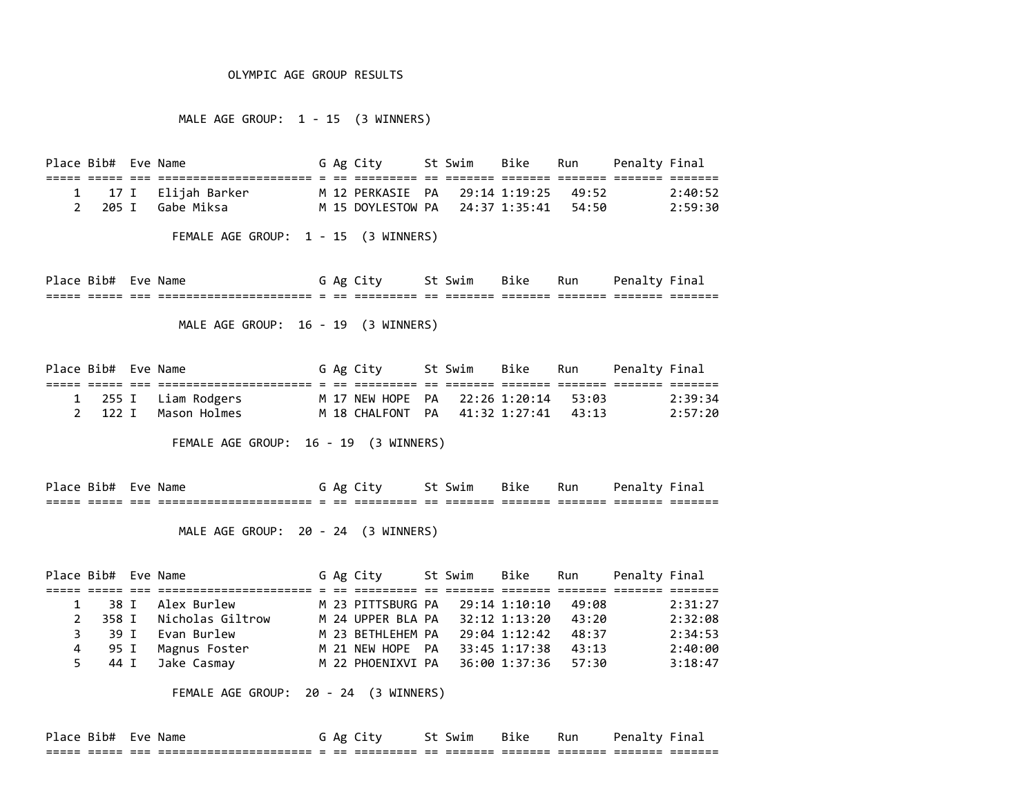# OLYMPIC AGE GROUP RESULTS

## MALE AGE GROUP: 1 - 15 (3 WINNERS)

| Place | Bib# | Eve | Name | G | Ag | City | St | Swim | Bike | Run | Penalty | Final |
|---|---|---|---|---|---|---|---|---|---|---|---|---|
| 1 | 17 | I | Elijah Barker | M | 12 | PERKASIE | PA | 29:14 | 1:19:25 | 49:52 | | 2:40:52 |
| 2 | 205 | I | Gabe Miksa | M | 15 | DOYLESTOW | PA | 24:37 | 1:35:41 | 54:50 | | 2:59:30 |

## FEMALE AGE GROUP: 1 - 15 (3 WINNERS)

| Place | Bib# | Eve | Name | G | Ag | City | St | Swim | Bike | Run | Penalty | Final |
|---|---|---|---|---|---|---|---|---|---|---|---|---|

## MALE AGE GROUP: 16 - 19 (3 WINNERS)

| Place | Bib# | Eve | Name | G | Ag | City | St | Swim | Bike | Run | Penalty | Final |
|---|---|---|---|---|---|---|---|---|---|---|---|---|
| 1 | 255 | I | Liam Rodgers | M | 17 | NEW HOPE | PA | 22:26 | 1:20:14 | 53:03 | | 2:39:34 |
| 2 | 122 | I | Mason Holmes | M | 18 | CHALFONT | PA | 41:32 | 1:27:41 | 43:13 | | 2:57:20 |

## FEMALE AGE GROUP: 16 - 19 (3 WINNERS)

| Place | Bib# | Eve | Name | G | Ag | City | St | Swim | Bike | Run | Penalty | Final |
|---|---|---|---|---|---|---|---|---|---|---|---|---|

## MALE AGE GROUP: 20 - 24 (3 WINNERS)

| Place | Bib# | Eve | Name | G | Ag | City | St | Swim | Bike | Run | Penalty | Final |
|---|---|---|---|---|---|---|---|---|---|---|---|---|
| 1 | 38 | I | Alex Burlew | M | 23 | PITTSBURG | PA | 29:14 | 1:10:10 | 49:08 | | 2:31:27 |
| 2 | 358 | I | Nicholas Giltrow | M | 24 | UPPER BLA | PA | 32:12 | 1:13:20 | 43:20 | | 2:32:08 |
| 3 | 39 | I | Evan Burlew | M | 23 | BETHLEHEM | PA | 29:04 | 1:12:42 | 48:37 | | 2:34:53 |
| 4 | 95 | I | Magnus Foster | M | 21 | NEW HOPE | PA | 33:45 | 1:17:38 | 43:13 | | 2:40:00 |
| 5 | 44 | I | Jake Casmay | M | 22 | PHOENIXVI | PA | 36:00 | 1:37:36 | 57:30 | | 3:18:47 |

## FEMALE AGE GROUP: 20 - 24 (3 WINNERS)

| Place | Bib# | Eve | Name | G | Ag | City | St | Swim | Bike | Run | Penalty | Final |
|---|---|---|---|---|---|---|---|---|---|---|---|---|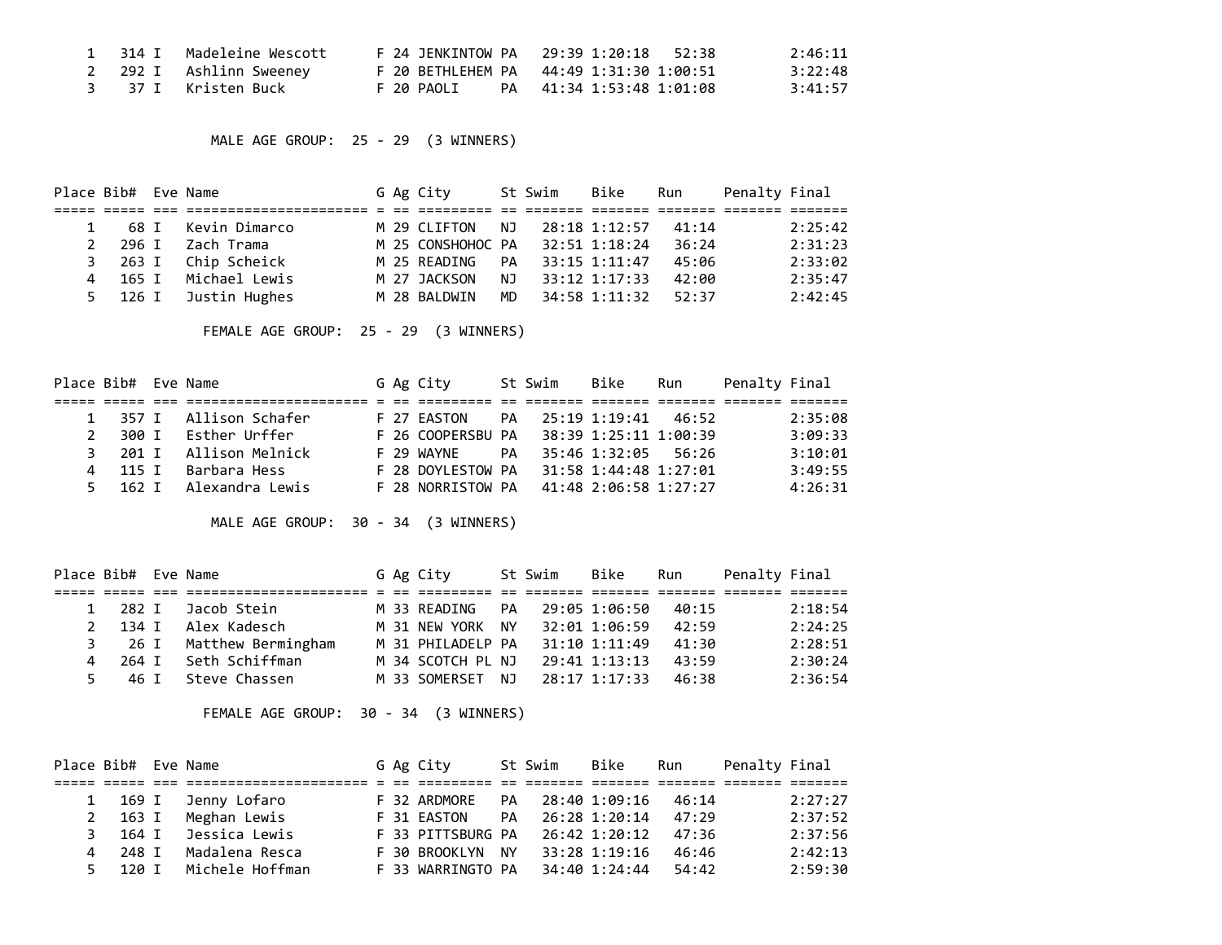| Place | Bib# | Eve | Name | G | Ag | City | St | Swim | Bike | Run | Penalty | Final |
|---|---|---|---|---|---|---|---|---|---|---|---|---|
| 1 | 314 | I | Madeleine Wescott | F | 24 | JENKINTOW | PA | 29:39 | 1:20:18 | 52:38 | | 2:46:11 |
| 2 | 292 | I | Ashlinn Sweeney | F | 20 | BETHLEHEM | PA | 44:49 | 1:31:30 | 1:00:51 | | 3:22:48 |
| 3 | 37 | I | Kristen Buck | F | 20 | PAOLI | PA | 41:34 | 1:53:48 | 1:01:08 | | 3:41:57 |

MALE AGE GROUP: 25 - 29 (3 WINNERS)

| Place | Bib# | Eve | Name | G | Ag | City | St | Swim | Bike | Run | Penalty | Final |
|---|---|---|---|---|---|---|---|---|---|---|---|---|
| 1 | 68 | I | Kevin Dimarco | M | 29 | CLIFTON | NJ | 28:18 | 1:12:57 | 41:14 | | 2:25:42 |
| 2 | 296 | I | Zach Trama | M | 25 | CONSHOHOC | PA | 32:51 | 1:18:24 | 36:24 | | 2:31:23 |
| 3 | 263 | I | Chip Scheick | M | 25 | READING | PA | 33:15 | 1:11:47 | 45:06 | | 2:33:02 |
| 4 | 165 | I | Michael Lewis | M | 27 | JACKSON | NJ | 33:12 | 1:17:33 | 42:00 | | 2:35:47 |
| 5 | 126 | I | Justin Hughes | M | 28 | BALDWIN | MD | 34:58 | 1:11:32 | 52:37 | | 2:42:45 |

FEMALE AGE GROUP: 25 - 29 (3 WINNERS)

| Place | Bib# | Eve | Name | G | Ag | City | St | Swim | Bike | Run | Penalty | Final |
|---|---|---|---|---|---|---|---|---|---|---|---|---|
| 1 | 357 | I | Allison Schafer | F | 27 | EASTON | PA | 25:19 | 1:19:41 | 46:52 | | 2:35:08 |
| 2 | 300 | I | Esther Urffer | F | 26 | COOPERSBU | PA | 38:39 | 1:25:11 | 1:00:39 | | 3:09:33 |
| 3 | 201 | I | Allison Melnick | F | 29 | WAYNE | PA | 35:46 | 1:32:05 | 56:26 | | 3:10:01 |
| 4 | 115 | I | Barbara Hess | F | 28 | DOYLESTOW | PA | 31:58 | 1:44:48 | 1:27:01 | | 3:49:55 |
| 5 | 162 | I | Alexandra Lewis | F | 28 | NORRISTOW | PA | 41:48 | 2:06:58 | 1:27:27 | | 4:26:31 |

MALE AGE GROUP: 30 - 34 (3 WINNERS)

| Place | Bib# | Eve | Name | G | Ag | City | St | Swim | Bike | Run | Penalty | Final |
|---|---|---|---|---|---|---|---|---|---|---|---|---|
| 1 | 282 | I | Jacob Stein | M | 33 | READING | PA | 29:05 | 1:06:50 | 40:15 | | 2:18:54 |
| 2 | 134 | I | Alex Kadesch | M | 31 | NEW YORK | NY | 32:01 | 1:06:59 | 42:59 | | 2:24:25 |
| 3 | 26 | I | Matthew Bermingham | M | 31 | PHILADELP | PA | 31:10 | 1:11:49 | 41:30 | | 2:28:51 |
| 4 | 264 | I | Seth Schiffman | M | 34 | SCOTCH PL | NJ | 29:41 | 1:13:13 | 43:59 | | 2:30:24 |
| 5 | 46 | I | Steve Chassen | M | 33 | SOMERSET | NJ | 28:17 | 1:17:33 | 46:38 | | 2:36:54 |

FEMALE AGE GROUP: 30 - 34 (3 WINNERS)

| Place | Bib# | Eve | Name | G | Ag | City | St | Swim | Bike | Run | Penalty | Final |
|---|---|---|---|---|---|---|---|---|---|---|---|---|
| 1 | 169 | I | Jenny Lofaro | F | 32 | ARDMORE | PA | 28:40 | 1:09:16 | 46:14 | | 2:27:27 |
| 2 | 163 | I | Meghan Lewis | F | 31 | EASTON | PA | 26:28 | 1:20:14 | 47:29 | | 2:37:52 |
| 3 | 164 | I | Jessica Lewis | F | 33 | PITTSBURG | PA | 26:42 | 1:20:12 | 47:36 | | 2:37:56 |
| 4 | 248 | I | Madalena Resca | F | 30 | BROOKLYN | NY | 33:28 | 1:19:16 | 46:46 | | 2:42:13 |
| 5 | 120 | I | Michele Hoffman | F | 33 | WARRINGTO | PA | 34:40 | 1:24:44 | 54:42 | | 2:59:30 |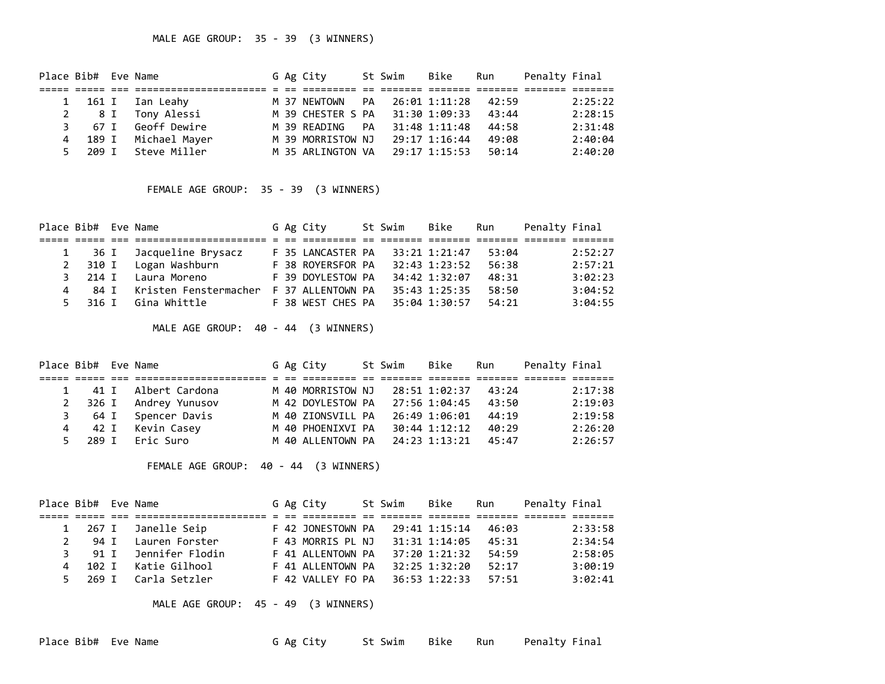MALE AGE GROUP: 35 - 39 (3 WINNERS)

| Place | Bib# | Eve | Name | G | Ag | City | St | Swim | Bike | Run | Penalty | Final |
|---|---|---|---|---|---|---|---|---|---|---|---|---|
| 1 | 161 | I | Ian Leahy | M | 37 | NEWTOWN | PA | 26:01 | 1:11:28 | 42:59 | | 2:25:22 |
| 2 | 8 | I | Tony Alessi | M | 39 | CHESTER S | PA | 31:30 | 1:09:33 | 43:44 | | 2:28:15 |
| 3 | 67 | I | Geoff Dewire | M | 39 | READING | PA | 31:48 | 1:11:48 | 44:58 | | 2:31:48 |
| 4 | 189 | I | Michael Mayer | M | 39 | MORRISTOW | NJ | 29:17 | 1:16:44 | 49:08 | | 2:40:04 |
| 5 | 209 | I | Steve Miller | M | 35 | ARLINGTON | VA | 29:17 | 1:15:53 | 50:14 | | 2:40:20 |

FEMALE AGE GROUP: 35 - 39 (3 WINNERS)

| Place | Bib# | Eve | Name | G | Ag | City | St | Swim | Bike | Run | Penalty | Final |
|---|---|---|---|---|---|---|---|---|---|---|---|---|
| 1 | 36 | I | Jacqueline Brysacz | F | 35 | LANCASTER | PA | 33:21 | 1:21:47 | 53:04 | | 2:52:27 |
| 2 | 310 | I | Logan Washburn | F | 38 | ROYERSFOR | PA | 32:43 | 1:23:52 | 56:38 | | 2:57:21 |
| 3 | 214 | I | Laura Moreno | F | 39 | DOYLESTOW | PA | 34:42 | 1:32:07 | 48:31 | | 3:02:23 |
| 4 | 84 | I | Kristen Fenstermacher | F | 37 | ALLENTOWN | PA | 35:43 | 1:25:35 | 58:50 | | 3:04:52 |
| 5 | 316 | I | Gina Whittle | F | 38 | WEST CHES | PA | 35:04 | 1:30:57 | 54:21 | | 3:04:55 |

MALE AGE GROUP: 40 - 44 (3 WINNERS)

| Place | Bib# | Eve | Name | G | Ag | City | St | Swim | Bike | Run | Penalty | Final |
|---|---|---|---|---|---|---|---|---|---|---|---|---|
| 1 | 41 | I | Albert Cardona | M | 40 | MORRISTOW | NJ | 28:51 | 1:02:37 | 43:24 | | 2:17:38 |
| 2 | 326 | I | Andrey Yunusov | M | 42 | DOYLESTOW | PA | 27:56 | 1:04:45 | 43:50 | | 2:19:03 |
| 3 | 64 | I | Spencer Davis | M | 40 | ZIONSVILL | PA | 26:49 | 1:06:01 | 44:19 | | 2:19:58 |
| 4 | 42 | I | Kevin Casey | M | 40 | PHOENIXVI | PA | 30:44 | 1:12:12 | 40:29 | | 2:26:20 |
| 5 | 289 | I | Eric Suro | M | 40 | ALLENTOWN | PA | 24:23 | 1:13:21 | 45:47 | | 2:26:57 |

FEMALE AGE GROUP: 40 - 44 (3 WINNERS)

| Place | Bib# | Eve | Name | G | Ag | City | St | Swim | Bike | Run | Penalty | Final |
|---|---|---|---|---|---|---|---|---|---|---|---|---|
| 1 | 267 | I | Janelle Seip | F | 42 | JONESTOWN | PA | 29:41 | 1:15:14 | 46:03 | | 2:33:58 |
| 2 | 94 | I | Lauren Forster | F | 43 | MORRIS PL | NJ | 31:31 | 1:14:05 | 45:31 | | 2:34:54 |
| 3 | 91 | I | Jennifer Flodin | F | 41 | ALLENTOWN | PA | 37:20 | 1:21:32 | 54:59 | | 2:58:05 |
| 4 | 102 | I | Katie Gilhool | F | 41 | ALLENTOWN | PA | 32:25 | 1:32:20 | 52:17 | | 3:00:19 |
| 5 | 269 | I | Carla Setzler | F | 42 | VALLEY FO | PA | 36:53 | 1:22:33 | 57:51 | | 3:02:41 |

MALE AGE GROUP: 45 - 49 (3 WINNERS)

| Place | Bib# | Eve | Name | G | Ag | City | St | Swim | Bike | Run | Penalty | Final |
|---|---|---|---|---|---|---|---|---|---|---|---|---|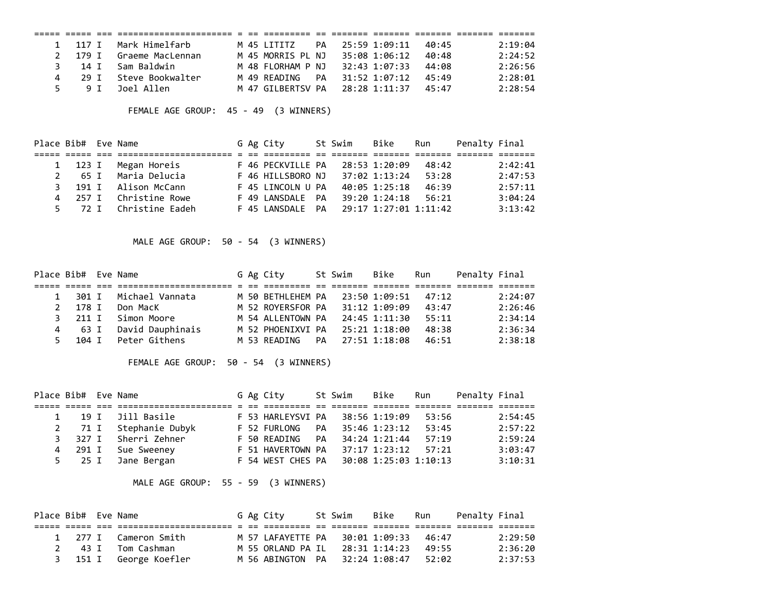| Place | Bib# | Eve | Name | G | Ag | City | St | Swim | Bike | Run | Penalty | Final |
|---|---|---|---|---|---|---|---|---|---|---|---|---|
| 1 | 117 | I | Mark Himelfarb | M | 45 | LITITZ | PA | 25:59 | 1:09:11 | 40:45 | | 2:19:04 |
| 2 | 179 | I | Graeme MacLennan | M | 45 | MORRIS PL | NJ | 35:08 | 1:06:12 | 40:48 | | 2:24:52 |
| 3 | 14 | I | Sam Baldwin | M | 48 | FLORHAM P | NJ | 32:43 | 1:07:33 | 44:08 | | 2:26:56 |
| 4 | 29 | I | Steve Bookwalter | M | 49 | READING | PA | 31:52 | 1:07:12 | 45:49 | | 2:28:01 |
| 5 | 9 | I | Joel Allen | M | 47 | GILBERTSV | PA | 28:28 | 1:11:37 | 45:47 | | 2:28:54 |

FEMALE AGE GROUP: 45 - 49 (3 WINNERS)

| Place | Bib# | Eve | Name | G | Ag | City | St | Swim | Bike | Run | Penalty | Final |
|---|---|---|---|---|---|---|---|---|---|---|---|---|
| 1 | 123 | I | Megan Horeis | F | 46 | PECKVILLE | PA | 28:53 | 1:20:09 | 48:42 | | 2:42:41 |
| 2 | 65 | I | Maria Delucia | F | 46 | HILLSBORO | NJ | 37:02 | 1:13:24 | 53:28 | | 2:47:53 |
| 3 | 191 | I | Alison McCann | F | 45 | LINCOLN U | PA | 40:05 | 1:25:18 | 46:39 | | 2:57:11 |
| 4 | 257 | I | Christine Rowe | F | 49 | LANSDALE | PA | 39:20 | 1:24:18 | 56:21 | | 3:04:24 |
| 5 | 72 | I | Christine Eadeh | F | 45 | LANSDALE | PA | 29:17 | 1:27:01 | 1:11:42 | | 3:13:42 |

MALE AGE GROUP: 50 - 54 (3 WINNERS)

| Place | Bib# | Eve | Name | G | Ag | City | St | Swim | Bike | Run | Penalty | Final |
|---|---|---|---|---|---|---|---|---|---|---|---|---|
| 1 | 301 | I | Michael Vannata | M | 50 | BETHLEHEM | PA | 23:50 | 1:09:51 | 47:12 | | 2:24:07 |
| 2 | 178 | I | Don MacK | M | 52 | ROYERSFOR | PA | 31:12 | 1:09:09 | 43:47 | | 2:26:46 |
| 3 | 211 | I | Simon Moore | M | 54 | ALLENTOWN | PA | 24:45 | 1:11:30 | 55:11 | | 2:34:14 |
| 4 | 63 | I | David Dauphinais | M | 52 | PHOENIXVI | PA | 25:21 | 1:18:00 | 48:38 | | 2:36:34 |
| 5 | 104 | I | Peter Githens | M | 53 | READING | PA | 27:51 | 1:18:08 | 46:51 | | 2:38:18 |

FEMALE AGE GROUP: 50 - 54 (3 WINNERS)

| Place | Bib# | Eve | Name | G | Ag | City | St | Swim | Bike | Run | Penalty | Final |
|---|---|---|---|---|---|---|---|---|---|---|---|---|
| 1 | 19 | I | Jill Basile | F | 53 | HARLEYSVI | PA | 38:56 | 1:19:09 | 53:56 | | 2:54:45 |
| 2 | 71 | I | Stephanie Dubyk | F | 52 | FURLONG | PA | 35:46 | 1:23:12 | 53:45 | | 2:57:22 |
| 3 | 327 | I | Sherri Zehner | F | 50 | READING | PA | 34:24 | 1:21:44 | 57:19 | | 2:59:24 |
| 4 | 291 | I | Sue Sweeney | F | 51 | HAVERTOWN | PA | 37:17 | 1:23:12 | 57:21 | | 3:03:47 |
| 5 | 25 | I | Jane Bergan | F | 54 | WEST CHES | PA | 30:08 | 1:25:03 | 1:10:13 | | 3:10:31 |

MALE AGE GROUP: 55 - 59 (3 WINNERS)

| Place | Bib# | Eve | Name | G | Ag | City | St | Swim | Bike | Run | Penalty | Final |
|---|---|---|---|---|---|---|---|---|---|---|---|---|
| 1 | 277 | I | Cameron Smith | M | 57 | LAFAYETTE | PA | 30:01 | 1:09:33 | 46:47 | | 2:29:50 |
| 2 | 43 | I | Tom Cashman | M | 55 | ORLAND PA | IL | 28:31 | 1:14:23 | 49:55 | | 2:36:20 |
| 3 | 151 | I | George Koefler | M | 56 | ABINGTON | PA | 32:24 | 1:08:47 | 52:02 | | 2:37:53 |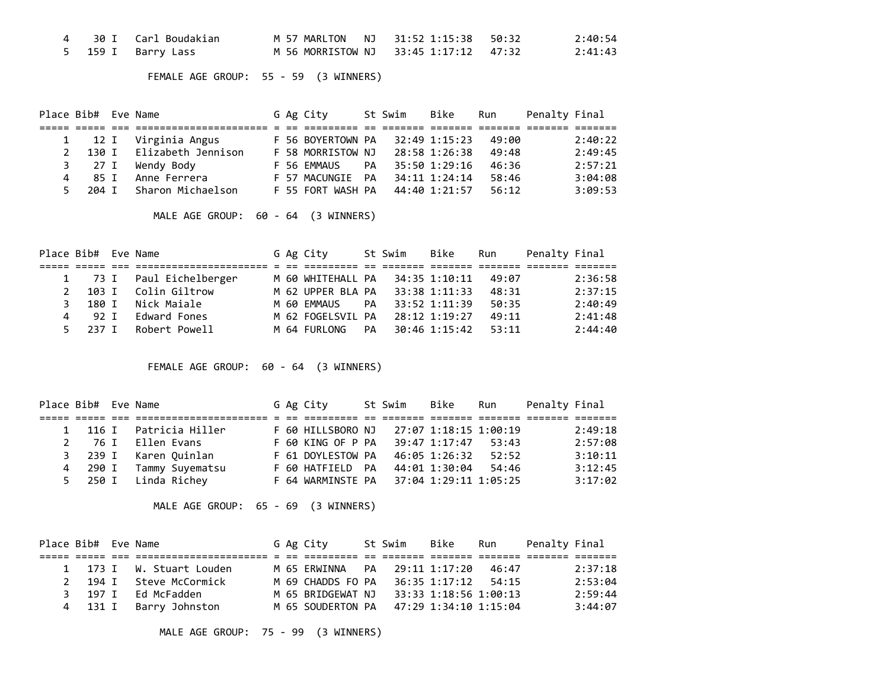| Place | Bib# | Eve | Name | G | Ag | City | St | Swim | Bike | Run | Penalty | Final |
|---|---|---|---|---|---|---|---|---|---|---|---|---|
| 4 | 30 | I | Carl Boudakian | M | 57 | MARLTON | NJ | 31:52 | 1:15:38 | 50:32 | | 2:40:54 |
| 5 | 159 | I | Barry Lass | M | 56 | MORRISTOW | NJ | 33:45 | 1:17:12 | 47:32 | | 2:41:43 |

FEMALE AGE GROUP: 55 - 59 (3 WINNERS)

| Place | Bib# | Eve | Name | G | Ag | City | St | Swim | Bike | Run | Penalty | Final |
|---|---|---|---|---|---|---|---|---|---|---|---|---|
| 1 | 12 | I | Virginia Angus | F | 56 | BOYERTOWN | PA | 32:49 | 1:15:23 | 49:00 | | 2:40:22 |
| 2 | 130 | I | Elizabeth Jennison | F | 58 | MORRISTOW | NJ | 28:58 | 1:26:38 | 49:48 | | 2:49:45 |
| 3 | 27 | I | Wendy Body | F | 56 | EMMAUS | PA | 35:50 | 1:29:16 | 46:36 | | 2:57:21 |
| 4 | 85 | I | Anne Ferrera | F | 57 | MACUNGIE | PA | 34:11 | 1:24:14 | 58:46 | | 3:04:08 |
| 5 | 204 | I | Sharon Michaelson | F | 55 | FORT WASH | PA | 44:40 | 1:21:57 | 56:12 | | 3:09:53 |

MALE AGE GROUP: 60 - 64 (3 WINNERS)

| Place | Bib# | Eve | Name | G | Ag | City | St | Swim | Bike | Run | Penalty | Final |
|---|---|---|---|---|---|---|---|---|---|---|---|---|
| 1 | 73 | I | Paul Eichelberger | M | 60 | WHITEHALL | PA | 34:35 | 1:10:11 | 49:07 | | 2:36:58 |
| 2 | 103 | I | Colin Giltrow | M | 62 | UPPER BLA | PA | 33:38 | 1:11:33 | 48:31 | | 2:37:15 |
| 3 | 180 | I | Nick Maiale | M | 60 | EMMAUS | PA | 33:52 | 1:11:39 | 50:35 | | 2:40:49 |
| 4 | 92 | I | Edward Fones | M | 62 | FOGELSVIL | PA | 28:12 | 1:19:27 | 49:11 | | 2:41:48 |
| 5 | 237 | I | Robert Powell | M | 64 | FURLONG | PA | 30:46 | 1:15:42 | 53:11 | | 2:44:40 |

FEMALE AGE GROUP: 60 - 64 (3 WINNERS)

| Place | Bib# | Eve | Name | G | Ag | City | St | Swim | Bike | Run | Penalty | Final |
|---|---|---|---|---|---|---|---|---|---|---|---|---|
| 1 | 116 | I | Patricia Hiller | F | 60 | HILLSBORO | NJ | 27:07 | 1:18:15 | 1:00:19 | | 2:49:18 |
| 2 | 76 | I | Ellen Evans | F | 60 | KING OF P | PA | 39:47 | 1:17:47 | 53:43 | | 2:57:08 |
| 3 | 239 | I | Karen Quinlan | F | 61 | DOYLESTOW | PA | 46:05 | 1:26:32 | 52:52 | | 3:10:11 |
| 4 | 290 | I | Tammy Suyematsu | F | 60 | HATFIELD | PA | 44:01 | 1:30:04 | 54:46 | | 3:12:45 |
| 5 | 250 | I | Linda Richey | F | 64 | WARMINSTE | PA | 37:04 | 1:29:11 | 1:05:25 | | 3:17:02 |

MALE AGE GROUP: 65 - 69 (3 WINNERS)

| Place | Bib# | Eve | Name | G | Ag | City | St | Swim | Bike | Run | Penalty | Final |
|---|---|---|---|---|---|---|---|---|---|---|---|---|
| 1 | 173 | I | W. Stuart Louden | M | 65 | ERWINNA | PA | 29:11 | 1:17:20 | 46:47 | | 2:37:18 |
| 2 | 194 | I | Steve McCormick | M | 69 | CHADDS FO | PA | 36:35 | 1:17:12 | 54:15 | | 2:53:04 |
| 3 | 197 | I | Ed McFadden | M | 65 | BRIDGEWAT | NJ | 33:33 | 1:18:56 | 1:00:13 | | 2:59:44 |
| 4 | 131 | I | Barry Johnston | M | 65 | SOUDERTON | PA | 47:29 | 1:34:10 | 1:15:04 | | 3:44:07 |

MALE AGE GROUP: 75 - 99 (3 WINNERS)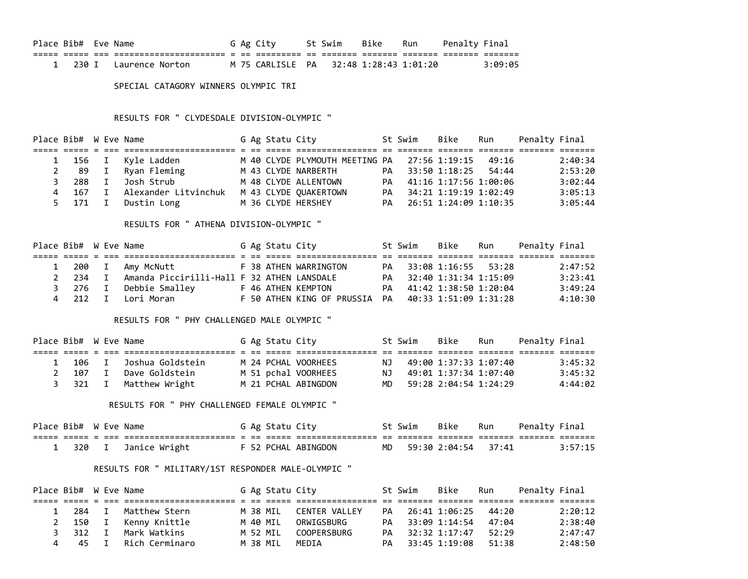| Place | Bib# | Eve | Name | G | Ag | City | St | Swim | Bike | Run | Penalty | Final |
|---|---|---|---|---|---|---|---|---|---|---|---|---|
| 1 | 230 | I | Laurence Norton | M | 75 | CARLISLE | PA | 32:48 | 1:28:43 | 1:01:20 | | 3:09:05 |

SPECIAL CATAGORY WINNERS OLYMPIC TRI

RESULTS FOR " CLYDESDALE DIVISION-OLYMPIC "

| Place | Bib# | W | Eve | Name | G | Ag | Statu | City | St | Swim | Bike | Run | Penalty | Final |
|---|---|---|---|---|---|---|---|---|---|---|---|---|---|---|
| 1 | 156 | | I | Kyle Ladden | M | 40 | CLYDE | PLYMOUTH MEETING | PA | 27:56 | 1:19:15 | 49:16 | | 2:40:34 |
| 2 | 89 | | I | Ryan Fleming | M | 43 | CLYDE | NARBERTH | PA | 33:50 | 1:18:25 | 54:44 | | 2:53:20 |
| 3 | 288 | | I | Josh Strub | M | 48 | CLYDE | ALLENTOWN | PA | 41:16 | 1:17:56 | 1:00:06 | | 3:02:44 |
| 4 | 167 | | I | Alexander Litvinchuk | M | 43 | CLYDE | QUAKERTOWN | PA | 34:21 | 1:19:19 | 1:02:49 | | 3:05:13 |
| 5 | 171 | | I | Dustin Long | M | 36 | CLYDE | HERSHEY | PA | 26:51 | 1:24:09 | 1:10:35 | | 3:05:44 |

RESULTS FOR " ATHENA DIVISION-OLYMPIC "

| Place | Bib# | W | Eve | Name | G | Ag | Statu | City | St | Swim | Bike | Run | Penalty | Final |
|---|---|---|---|---|---|---|---|---|---|---|---|---|---|---|
| 1 | 200 | | I | Amy McNutt | F | 38 | ATHEN | WARRINGTON | PA | 33:08 | 1:16:55 | 53:28 | | 2:47:52 |
| 2 | 234 | | I | Amanda Piccirilli-Hall | F | 32 | ATHEN | LANSDALE | PA | 32:40 | 1:31:34 | 1:15:09 | | 3:23:41 |
| 3 | 276 | | I | Debbie Smalley | F | 46 | ATHEN | KEMPTON | PA | 41:42 | 1:38:50 | 1:20:04 | | 3:49:24 |
| 4 | 212 | | I | Lori Moran | F | 50 | ATHEN | KING OF PRUSSIA | PA | 40:33 | 1:51:09 | 1:31:28 | | 4:10:30 |

RESULTS FOR " PHY CHALLENGED MALE OLYMPIC "

| Place | Bib# | W | Eve | Name | G | Ag | Statu | City | St | Swim | Bike | Run | Penalty | Final |
|---|---|---|---|---|---|---|---|---|---|---|---|---|---|---|
| 1 | 106 | | I | Joshua Goldstein | M | 24 | PCHAL | VOORHEES | NJ | 49:00 | 1:37:33 | 1:07:40 | | 3:45:32 |
| 2 | 107 | | I | Dave Goldstein | M | 51 | pchal | VOORHEES | NJ | 49:01 | 1:37:34 | 1:07:40 | | 3:45:32 |
| 3 | 321 | | I | Matthew Wright | M | 21 | PCHAL | ABINGDON | MD | 59:28 | 2:04:54 | 1:24:29 | | 4:44:02 |

RESULTS FOR " PHY CHALLENGED FEMALE OLYMPIC "

| Place | Bib# | W | Eve | Name | G | Ag | Statu | City | St | Swim | Bike | Run | Penalty | Final |
|---|---|---|---|---|---|---|---|---|---|---|---|---|---|---|
| 1 | 320 | | I | Janice Wright | F | 52 | PCHAL | ABINGDON | MD | 59:30 | 2:04:54 | 37:41 | | 3:57:15 |

RESULTS FOR " MILITARY/1ST RESPONDER MALE-OLYMPIC "

| Place | Bib# | W | Eve | Name | G | Ag | Statu | City | St | Swim | Bike | Run | Penalty | Final |
|---|---|---|---|---|---|---|---|---|---|---|---|---|---|---|
| 1 | 284 | | I | Matthew Stern | M | 38 | MIL | CENTER VALLEY | PA | 26:41 | 1:06:25 | 44:20 | | 2:20:12 |
| 2 | 150 | | I | Kenny Knittle | M | 40 | MIL | ORWIGSBURG | PA | 33:09 | 1:14:54 | 47:04 | | 2:38:40 |
| 3 | 312 | | I | Mark Watkins | M | 52 | MIL | COOPERSBURG | PA | 32:32 | 1:17:47 | 52:29 | | 2:47:47 |
| 4 | 45 | | I | Rich Cerminaro | M | 38 | MIL | MEDIA | PA | 33:45 | 1:19:08 | 51:38 | | 2:48:50 |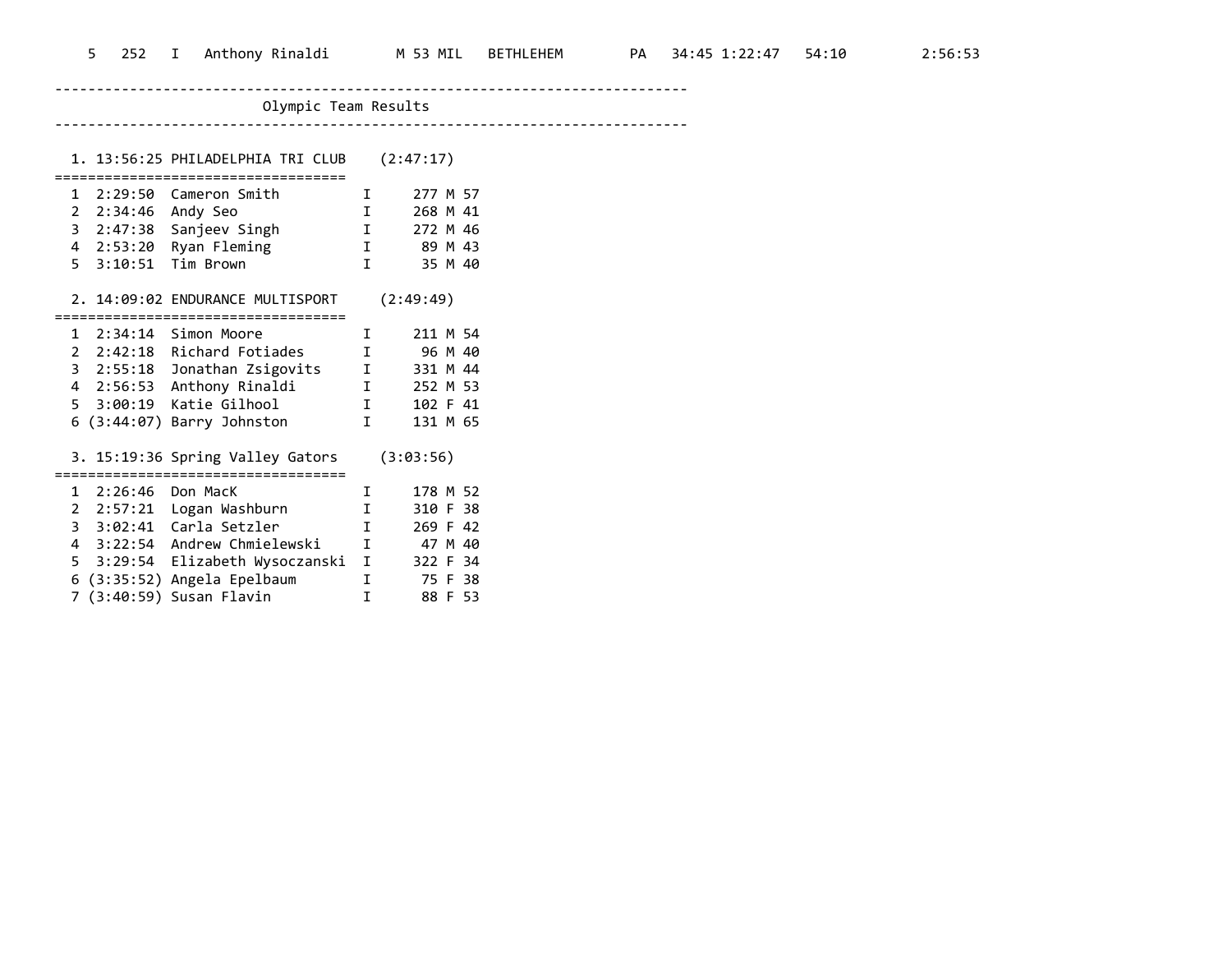| | | | | | | | | | | | |
|---|---|---|---|---|---|---|---|---|---|---|---|
| 5 | 252 | I | Anthony Rinaldi | M | 53 | MIL | BETHLEHEM | PA | 34:45 | 1:22:47 | 54:10 | 2:56:53 |

## Olympic Team Results

### 1. 13:56:25 PHILADELPHIA TRI CLUB (2:47:17)

| | | | | | | |
|---|---|---|---|---|---|---|
| 1 | 2:29:50 | Cameron Smith | I | 277 | M | 57 |
| 2 | 2:34:46 | Andy Seo | I | 268 | M | 41 |
| 3 | 2:47:38 | Sanjeev Singh | I | 272 | M | 46 |
| 4 | 2:53:20 | Ryan Fleming | I | 89 | M | 43 |
| 5 | 3:10:51 | Tim Brown | I | 35 | M | 40 |

### 2. 14:09:02 ENDURANCE MULTISPORT (2:49:49)

| | | | | | | |
|---|---|---|---|---|---|---|
| 1 | 2:34:14 | Simon Moore | I | 211 | M | 54 |
| 2 | 2:42:18 | Richard Fotiades | I | 96 | M | 40 |
| 3 | 2:55:18 | Jonathan Zsigovits | I | 331 | M | 44 |
| 4 | 2:56:53 | Anthony Rinaldi | I | 252 | M | 53 |
| 5 | 3:00:19 | Katie Gilhool | I | 102 | F | 41 |
| 6 | (3:44:07) | Barry Johnston | I | 131 | M | 65 |

### 3. 15:19:36 Spring Valley Gators (3:03:56)

| | | | | | | |
|---|---|---|---|---|---|---|
| 1 | 2:26:46 | Don MacK | I | 178 | M | 52 |
| 2 | 2:57:21 | Logan Washburn | I | 310 | F | 38 |
| 3 | 3:02:41 | Carla Setzler | I | 269 | F | 42 |
| 4 | 3:22:54 | Andrew Chmielewski | I | 47 | M | 40 |
| 5 | 3:29:54 | Elizabeth Wysoczanski | I | 322 | F | 34 |
| 6 | (3:35:52) | Angela Epelbaum | I | 75 | F | 38 |
| 7 | (3:40:59) | Susan Flavin | I | 88 | F | 53 |